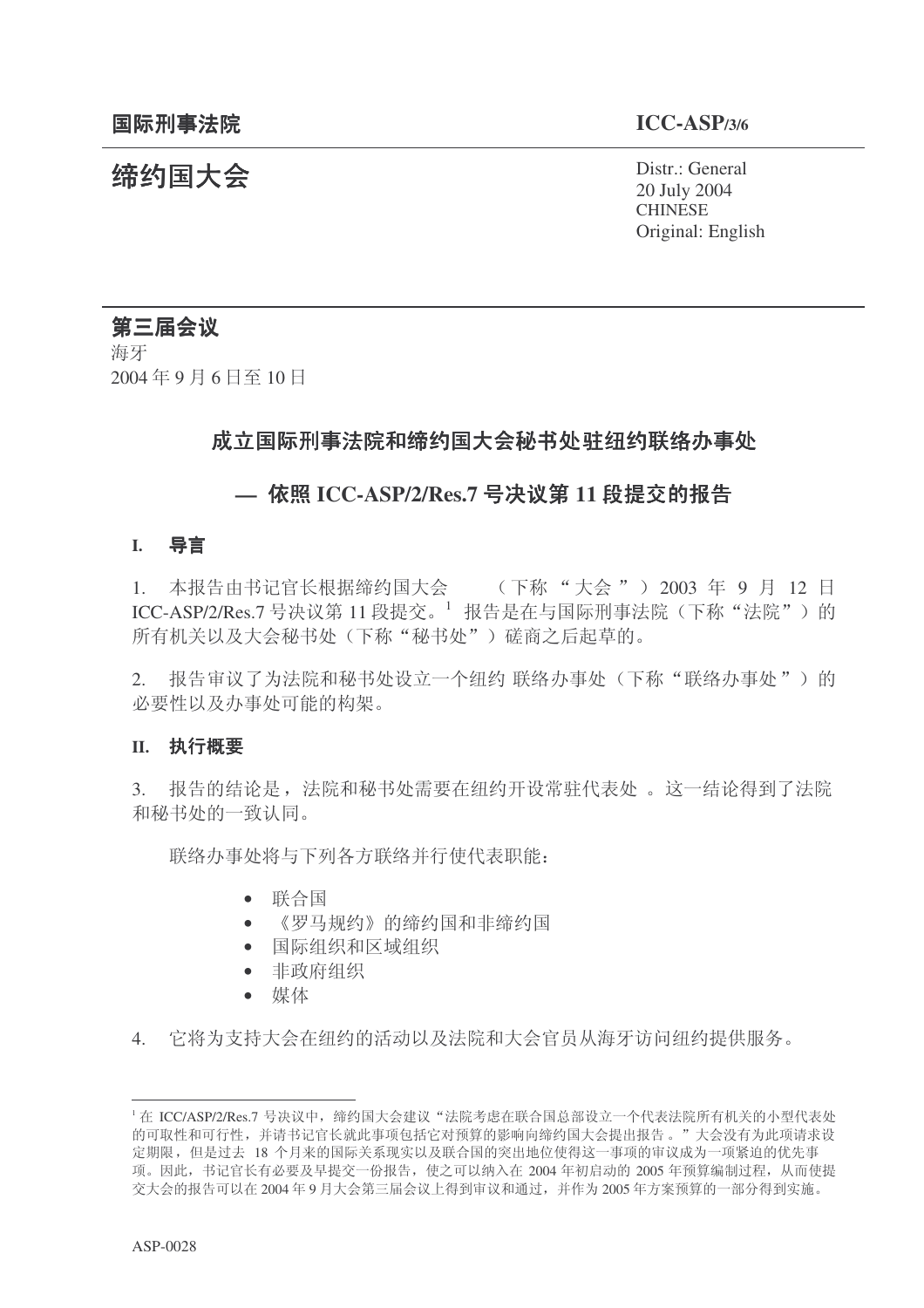国际刑事法院 **ICC-ASP/3/6**

# 缔约国大会

Distr.: General
20 July 2004
CHINESE
Original: English

**第三届会议**
海牙
2004 年 9 月 6 日至 10 日

## 成立国际刑事法院和缔约国大会秘书处驻纽约联络办事处

## — 依照 ICC-ASP/2/Res.7 号决议第 11 段提交的报告

### I. 导言

1. 本报告由书记官长根据缔约国大会（下称“大会”）2003 年 9 月 12 日 ICC-ASP/2/Res.7 号决议第 11 段提交。[1] 报告是在与国际刑事法院（下称“法院”）的所有机关以及大会秘书处（下称“秘书处”）磋商之后起草的。

2. 报告审议了为法院和秘书处设立一个纽约 联络办事处（下称“联络办事处”）的必要性以及办事处可能的构架。

### II. 执行概要

3. 报告的结论是，法院和秘书处需要在纽约开设常驻代表处 。这一结论得到了法院和秘书处的一致认同。

联络办事处将与下列各方联络并行使代表职能：

- 联合国
- 《罗马规约》的缔约国和非缔约国
- 国际组织和区域组织
- 非政府组织
- 媒体

4. 它将为支持大会在纽约的活动以及法院和大会官员从海牙访问纽约提供服务。

---

[1] 在 ICC/ASP/2/Res.7 号决议中，缔约国大会建议“法院考虑在联合国总部设立一个代表法院所有机关的小型代表处的可取性和可行性，并请书记官长就此事项包括它对预算的影响向缔约国大会提出报告 。”大会没有为此项请求设定期限，但是过去 18 个月来的国际关系现实以及联合国的突出地位使得这一事项的审议成为一项紧迫的优先事项。因此，书记官长有必要及早提交一份报告，使之可以纳入在 2004 年初启动的 2005 年预算编制过程，从而使提交大会的报告可以在 2004 年 9 月大会第三届会议上得到审议和通过，并作为 2005 年方案预算的一部分得到实施。

ASP-0028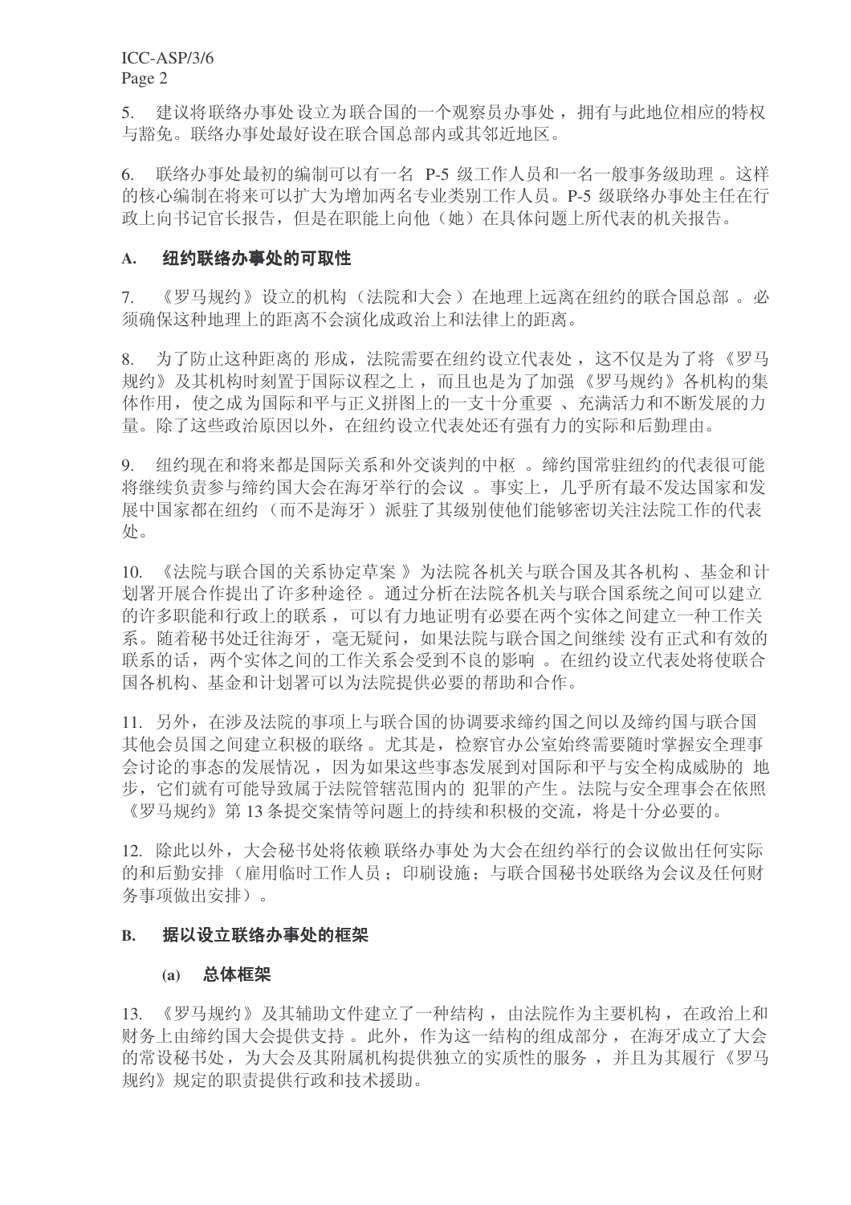5. 建议将联络办事处设立为联合国的一个观察员办事处，拥有与此地位相应的特权与豁免。联络办事处最好设在联合国总部内或其邻近地区。

6. 联络办事处最初的编制可以有一名 P-5 级工作人员和一名一般事务级助理。这样的核心编制在将来可以扩大为增加两名专业类别工作人员。P-5 级联络办事处主任在行政上向书记官长报告，但是在职能上向他（她）在具体问题上所代表的机关报告。

### A. 纽约联络办事处的可取性

7. 《罗马规约》设立的机构（法院和大会）在地理上远离在纽约的联合国总部。必须确保这种地理上的距离不会演化成政治上和法律上的距离。

8. 为了防止这种距离的形成，法院需要在纽约设立代表处，这不仅是为了将《罗马规约》及其机构时刻置于国际议程之上，而且也是为了加强《罗马规约》各机构的集体作用，使之成为国际和平与正义拼图上的一支十分重要、充满活力和不断发展的力量。除了这些政治原因以外，在纽约设立代表处还有强有力的实际和后勤理由。

9. 纽约现在和将来都是国际关系和外交谈判的中枢。缔约国常驻纽约的代表很可能将继续负责参与缔约国大会在海牙举行的会议。事实上，几乎所有最不发达国家和发展中国家都在纽约（而不是海牙）派驻了其级别使他们能够密切关注法院工作的代表处。

10. 《法院与联合国的关系协定草案》为法院各机关与联合国及其各机构、基金和计划署开展合作提出了许多种途径。通过分析在法院各机关与联合国系统之间可以建立的许多职能和行政上的联系，可以有力地证明有必要在两个实体之间建立一种工作关系。随着秘书处迁往海牙，毫无疑问，如果法院与联合国之间继续没有正式和有效的联系的话，两个实体之间的工作关系会受到不良的影响。在纽约设立代表处将使联合国各机构、基金和计划署可以为法院提供必要的帮助和合作。

11. 另外，在涉及法院的事项上与联合国的协调要求缔约国之间以及缔约国与联合国其他会员国之间建立积极的联络。尤其是，检察官办公室始终需要随时掌握安全理事会讨论的事态的发展情况，因为如果这些事态发展到对国际和平与安全构成威胁的地步，它们就有可能导致属于法院管辖范围内的犯罪的产生。法院与安全理事会在依照《罗马规约》第 13 条提交案情等问题上的持续和积极的交流，将是十分必要的。

12. 除此以外，大会秘书处将依赖联络办事处为大会在纽约举行的会议做出任何实际的和后勤安排（雇用临时工作人员；印刷设施；与联合国秘书处联络为会议及任何财务事项做出安排）。

### B. 据以设立联络办事处的框架

#### (a) 总体框架

13. 《罗马规约》及其辅助文件建立了一种结构，由法院作为主要机构，在政治上和财务上由缔约国大会提供支持。此外，作为这一结构的组成部分，在海牙成立了大会的常设秘书处，为大会及其附属机构提供独立的实质性的服务，并且为其履行《罗马规约》规定的职责提供行政和技术援助。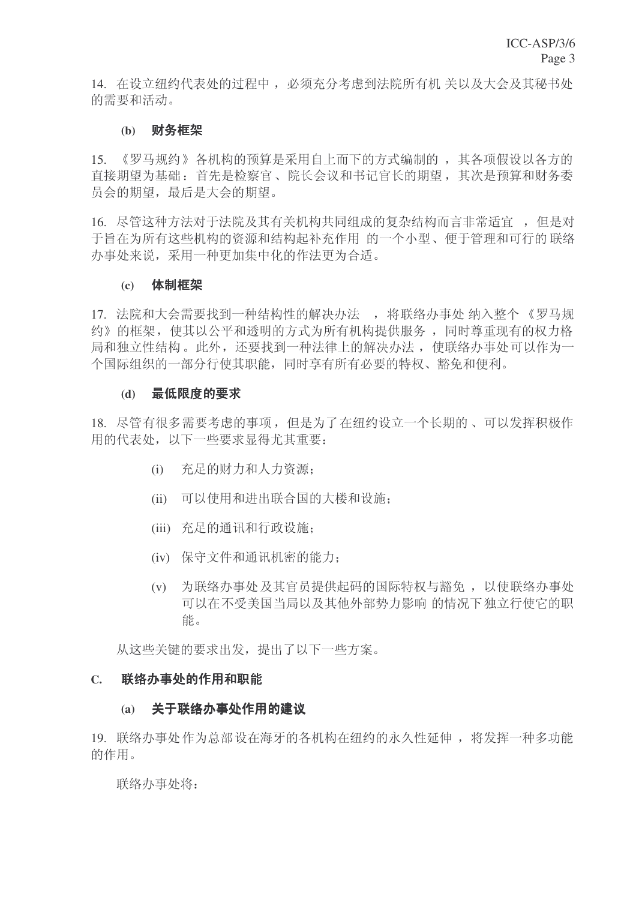14. 在设立纽约代表处的过程中，必须充分考虑到法院所有机关以及大会及其秘书处的需要和活动。

### (b) 财务框架

15. 《罗马规约》各机构的预算是采用自上而下的方式编制的，其各项假设以各方的直接期望为基础：首先是检察官、院长会议和书记官长的期望，其次是预算和财务委员会的期望，最后是大会的期望。

16. 尽管这种方法对于法院及其有关机构共同组成的复杂结构而言非常适宜，但是对于旨在为所有这些机构的资源和结构起补充作用的一个小型、便于管理和可行的联络办事处来说，采用一种更加集中化的作法更为合适。

### (c) 体制框架

17. 法院和大会需要找到一种结构性的解决办法，将联络办事处纳入整个《罗马规约》的框架，使其以公平和透明的方式为所有机构提供服务，同时尊重现有的权力格局和独立性结构。此外，还要找到一种法律上的解决办法，使联络办事处可以作为一个国际组织的一部分行使其职能，同时享有所有必要的特权、豁免和便利。

### (d) 最低限度的要求

18. 尽管有很多需要考虑的事项，但是为了在纽约设立一个长期的、可以发挥积极作用的代表处，以下一些要求显得尤其重要：

- (i) 充足的财力和人力资源；
- (ii) 可以使用和进出联合国的大楼和设施；
- (iii) 充足的通讯和行政设施；
- (iv) 保守文件和通讯机密的能力；
- (v) 为联络办事处及其官员提供起码的国际特权与豁免，以使联络办事处可以在不受美国当局以及其他外部势力影响的情况下独立行使它的职能。

从这些关键的要求出发，提出了以下一些方案。

## C. 联络办事处的作用和职能

### (a) 关于联络办事处作用的建议

19. 联络办事处作为总部设在海牙的各机构在纽约的永久性延伸，将发挥一种多功能的作用。

联络办事处将：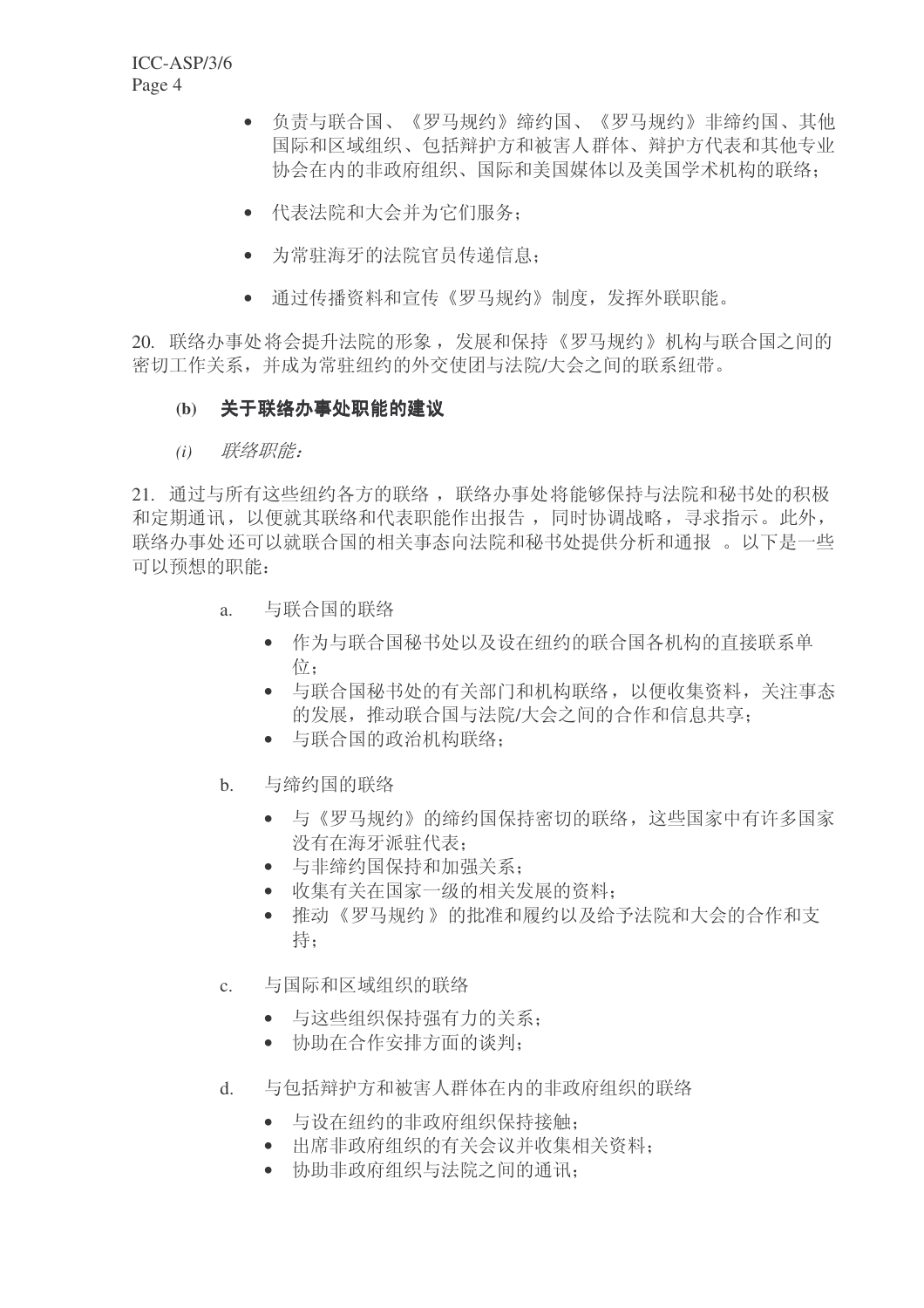- 负责与联合国、《罗马规约》缔约国、《罗马规约》非缔约国、其他国际和区域组织、包括辩护方和被害人群体、辩护方代表和其他专业协会在内的非政府组织、国际和美国媒体以及美国学术机构的联络；

- 代表法院和大会并为它们服务；

- 为常驻海牙的法院官员传递信息；

- 通过传播资料和宣传《罗马规约》制度，发挥外联职能。

20. 联络办事处将会提升法院的形象，发展和保持《罗马规约》机构与联合国之间的密切工作关系，并成为常驻纽约的外交使团与法院/大会之间的联系纽带。

### (b) 关于联络办事处职能的建议

*(i) 联络职能：*

21. 通过与所有这些纽约各方的联络，联络办事处将能够保持与法院和秘书处的积极和定期通讯，以便就其联络和代表职能作出报告，同时协调战略，寻求指示。此外，联络办事处还可以就联合国的相关事态向法院和秘书处提供分析和通报。以下是一些可以预想的职能：

a. 与联合国的联络

- 作为与联合国秘书处以及设在纽约的联合国各机构的直接联系单位；
- 与联合国秘书处的有关部门和机构联络，以便收集资料，关注事态的发展，推动联合国与法院/大会之间的合作和信息共享；
- 与联合国的政治机构联络；

b. 与缔约国的联络

- 与《罗马规约》的缔约国保持密切的联络，这些国家中有许多国家没有在海牙派驻代表；
- 与非缔约国保持和加强关系；
- 收集有关在国家一级的相关发展的资料；
- 推动《罗马规约》的批准和履约以及给予法院和大会的合作和支持；

c. 与国际和区域组织的联络

- 与这些组织保持强有力的关系；
- 协助在合作安排方面的谈判；

d. 与包括辩护方和被害人群体在内的非政府组织的联络

- 与设在纽约的非政府组织保持接触；
- 出席非政府组织的有关会议并收集相关资料；
- 协助非政府组织与法院之间的通讯；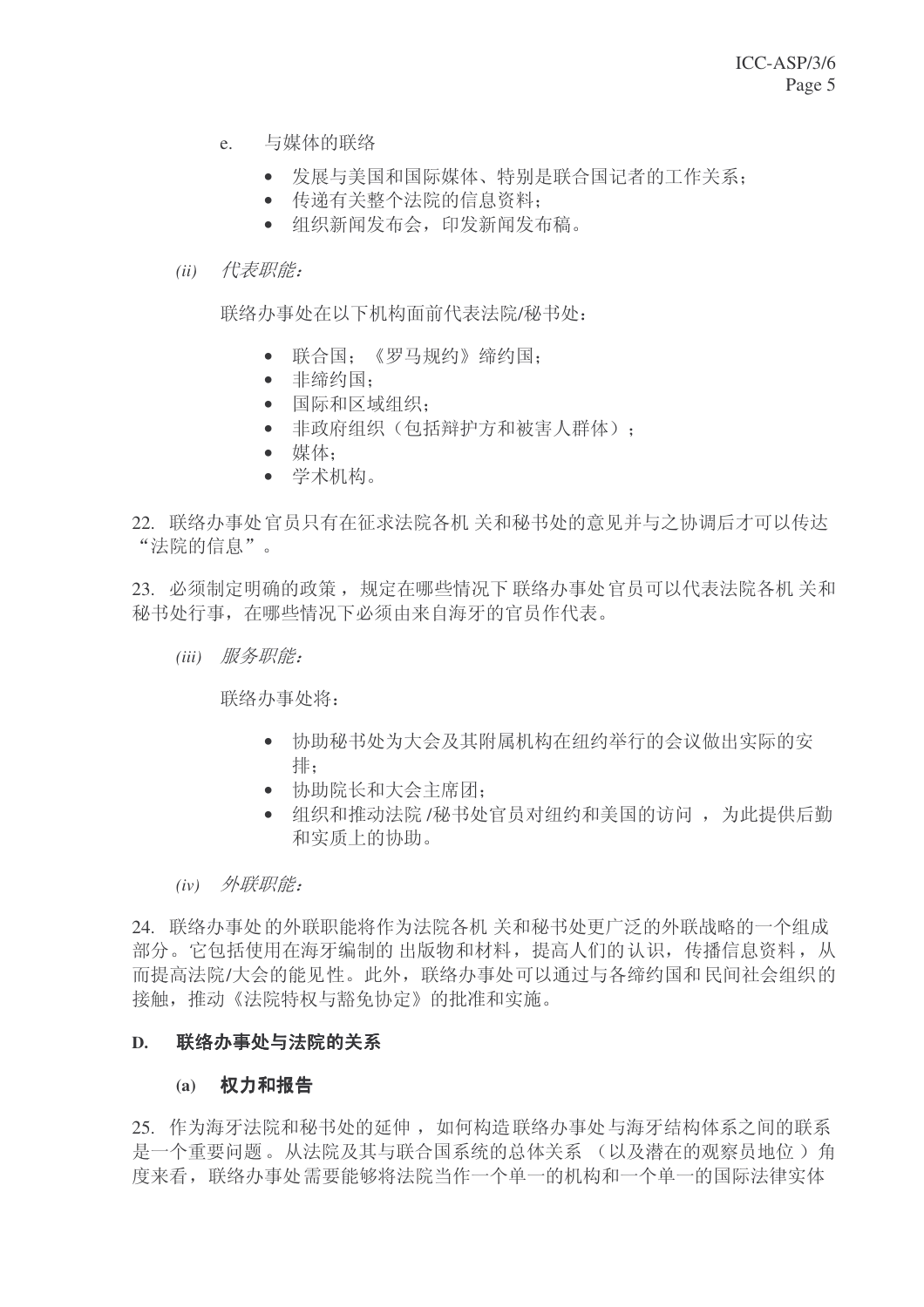e. 与媒体的联络

- 发展与美国和国际媒体、特别是联合国记者的工作关系；
- 传递有关整个法院的信息资料；
- 组织新闻发布会，印发新闻发布稿。

*(ii) 代表职能：*

联络办事处在以下机构面前代表法院/秘书处：

- 联合国；《罗马规约》缔约国；
- 非缔约国；
- 国际和区域组织；
- 非政府组织（包括辩护方和被害人群体）；
- 媒体；
- 学术机构。

22. 联络办事处官员只有在征求法院各机关和秘书处的意见并与之协调后才可以传达“法院的信息”。

23. 必须制定明确的政策，规定在哪些情况下联络办事处官员可以代表法院各机关和秘书处行事，在哪些情况下必须由来自海牙的官员作代表。

*(iii) 服务职能：*

联络办事处将：

- 协助秘书处为大会及其附属机构在纽约举行的会议做出实际的安排；
- 协助院长和大会主席团；
- 组织和推动法院/秘书处官员对纽约和美国的访问，为此提供后勤和实质上的协助。

*(iv) 外联职能：*

24. 联络办事处的外联职能将作为法院各机关和秘书处更广泛的外联战略的一个组成部分。它包括使用在海牙编制的出版物和材料，提高人们的认识，传播信息资料，从而提高法院/大会的能见性。此外，联络办事处可以通过与各缔约国和民间社会组织的接触，推动《法院特权与豁免协定》的批准和实施。

## D. 联络办事处与法院的关系

### (a) 权力和报告

25. 作为海牙法院和秘书处的延伸，如何构造联络办事处与海牙结构体系之间的联系是一个重要问题。从法院及其与联合国系统的总体关系（以及潜在的观察员地位）角度来看，联络办事处需要能够将法院当作一个单一的机构和一个单一的国际法律实体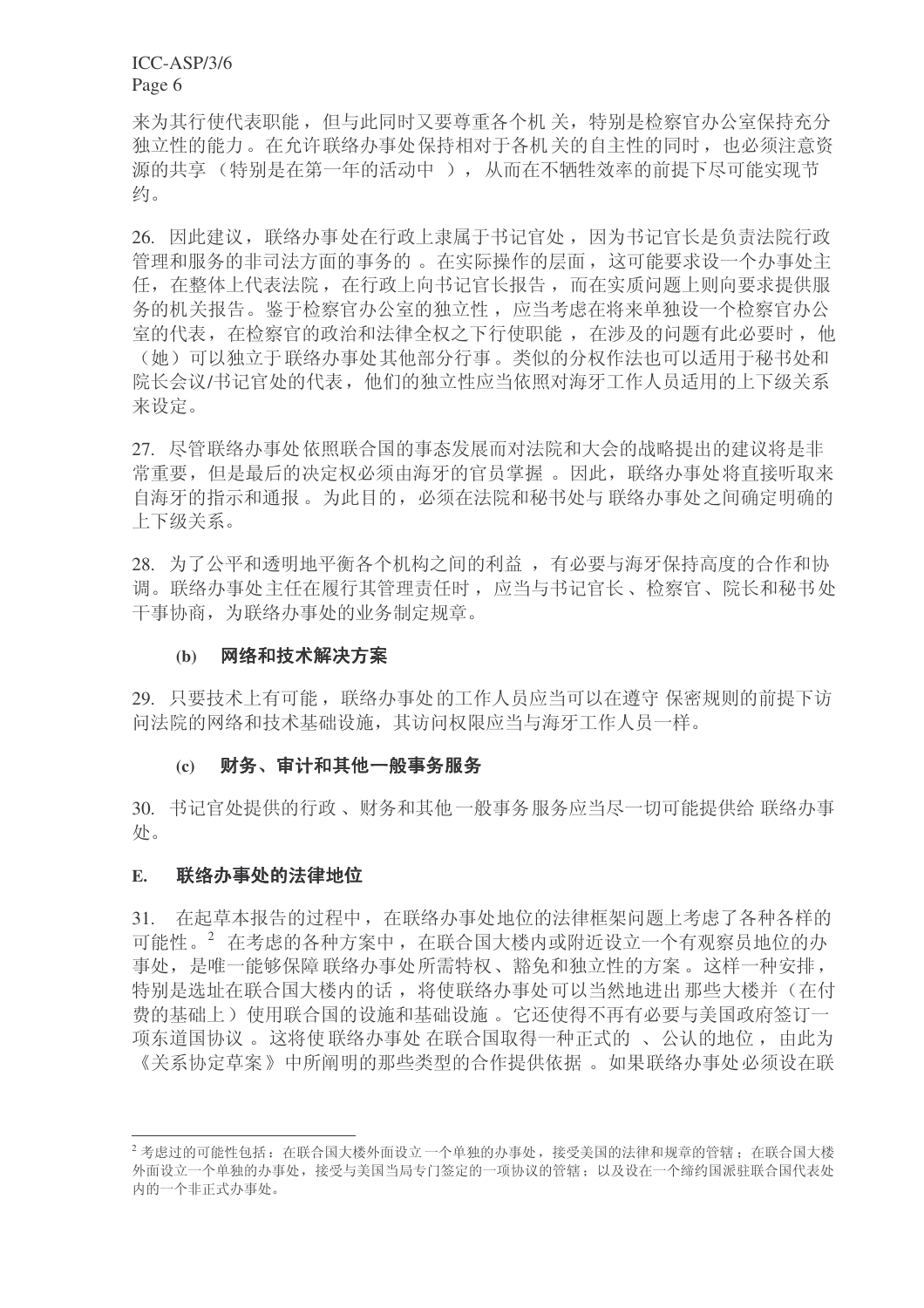来为其行使代表职能，但与此同时又要尊重各个机关，特别是检察官办公室保持充分独立性的能力。在允许联络办事处保持相对于各机关的自主性的同时，也必须注意资源的共享（特别是在第一年的活动中），从而在不牺牲效率的前提下尽可能实现节约。

26. 因此建议，联络办事处在行政上隶属于书记官处，因为书记官长是负责法院行政管理和服务的非司法方面的事务的。在实际操作的层面，这可能要求设一个办事处主任，在整体上代表法院，在行政上向书记官长报告，而在实质问题上则向要求提供服务的机关报告。鉴于检察官办公室的独立性，应当考虑在将来单独设一个检察官办公室的代表，在检察官的政治和法律全权之下行使职能，在涉及的问题有此必要时，他（她）可以独立于联络办事处其他部分行事。类似的分权作法也可以适用于秘书处和院长会议/书记官处的代表，他们的独立性应当依照对海牙工作人员适用的上下级关系来设定。

27. 尽管联络办事处依照联合国的事态发展而对法院和大会的战略提出的建议将是非常重要，但是最后的决定权必须由海牙的官员掌握。因此，联络办事处将直接听取来自海牙的指示和通报。为此目的，必须在法院和秘书处与联络办事处之间确定明确的上下级关系。

28. 为了公平和透明地平衡各个机构之间的利益，有必要与海牙保持高度的合作和协调。联络办事处主任在履行其管理责任时，应当与书记官长、检察官、院长和秘书处干事协商，为联络办事处的业务制定规章。

### (b) 网络和技术解决方案

29. 只要技术上有可能，联络办事处的工作人员应当可以在遵守保密规则的前提下访问法院的网络和技术基础设施，其访问权限应当与海牙工作人员一样。

### (c) 财务、审计和其他一般事务服务

30. 书记官处提供的行政、财务和其他一般事务服务应当尽一切可能提供给联络办事处。

## E. 联络办事处的法律地位

31. 在起草本报告的过程中，在联络办事处地位的法律框架问题上考虑了各种各样的可能性。[2] 在考虑的各种方案中，在联合国大楼内或附近设立一个有观察员地位的办事处，是唯一能够保障联络办事处所需特权、豁免和独立性的方案。这样一种安排，特别是选址在联合国大楼内的话，将使联络办事处可以当然地进出那些大楼并（在付费的基础上）使用联合国的设施和基础设施。它还使得不再有必要与美国政府签订一项东道国协议。这将使联络办事处在联合国取得一种正式的、公认的地位，由此为《关系协定草案》中所阐明的那些类型的合作提供依据。如果联络办事处必须设在联

---

[2] 考虑过的可能性包括：在联合国大楼外面设立一个单独的办事处，接受美国的法律和规章的管辖；在联合国大楼外面设立一个单独的办事处，接受与美国当局专门签定的一项协议的管辖；以及设在一个缔约国派驻联合国代表处内的一个非正式办事处。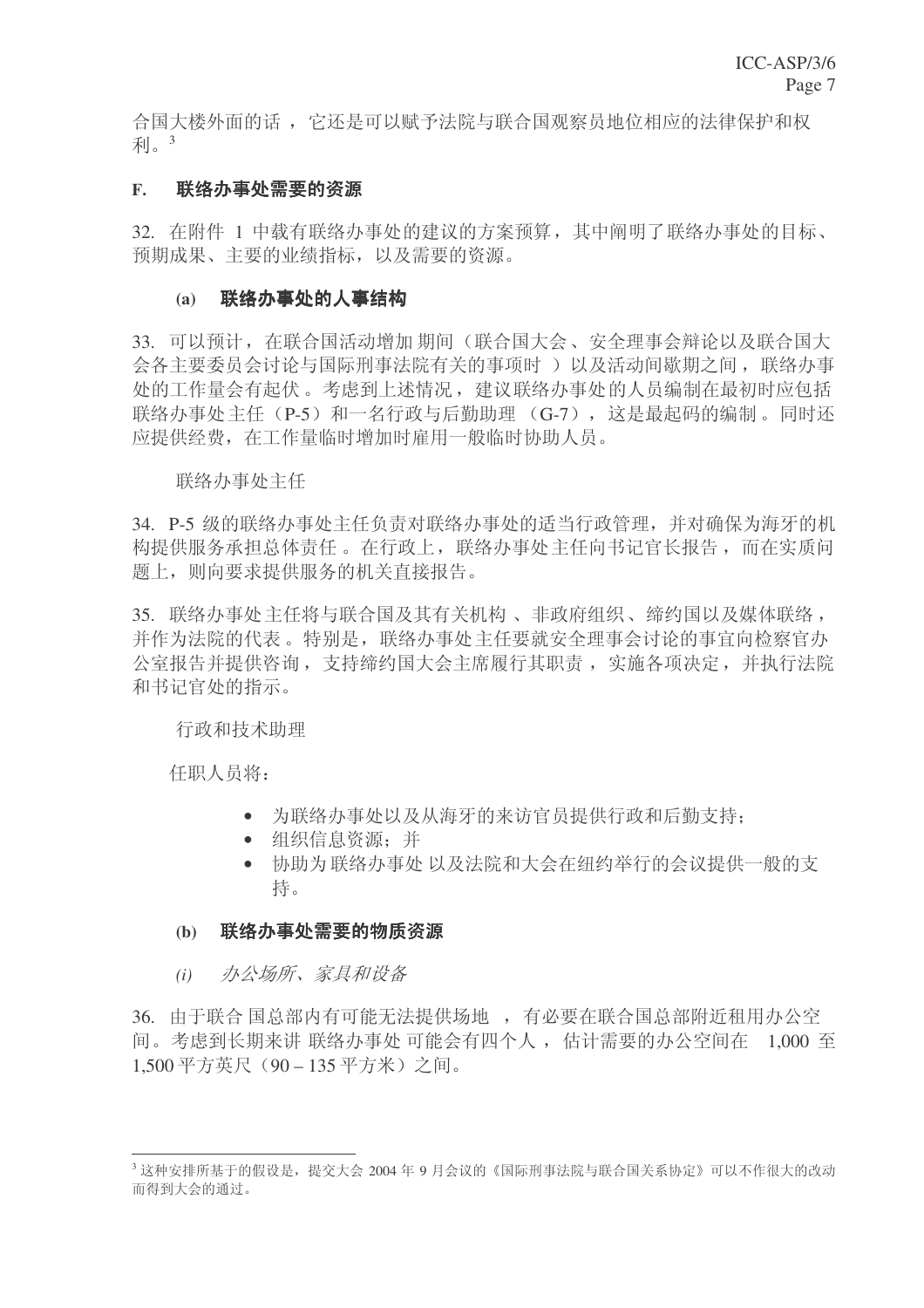合国大楼外面的话，它还是可以赋予法院与联合国观察员地位相应的法律保护和权利。[3]

## F. 联络办事处需要的资源

32. 在附件 1 中载有联络办事处的建议的方案预算，其中阐明了联络办事处的目标、预期成果、主要的业绩指标，以及需要的资源。

### (a) 联络办事处的人事结构

33. 可以预计，在联合国活动增加期间（联合国大会、安全理事会辩论以及联合国大会各主要委员会讨论与国际刑事法院有关的事项时）以及活动间歇期之间，联络办事处的工作量会有起伏。考虑到上述情况，建议联络办事处的人员编制在最初时应包括联络办事处主任（P-5）和一名行政与后勤助理（G-7），这是最起码的编制。同时还应提供经费，在工作量临时增加时雇用一般临时协助人员。

联络办事处主任

34. P-5 级的联络办事处主任负责对联络办事处的适当行政管理，并对确保为海牙的机构提供服务承担总体责任。在行政上，联络办事处主任向书记官长报告，而在实质问题上，则向要求提供服务的机关直接报告。

35. 联络办事处主任将与联合国及其有关机构、非政府组织、缔约国以及媒体联络，并作为法院的代表。特别是，联络办事处主任要就安全理事会讨论的事宜向检察官办公室报告并提供咨询，支持缔约国大会主席履行其职责，实施各项决定，并执行法院和书记官处的指示。

行政和技术助理

任职人员将：

- 为联络办事处以及从海牙的来访官员提供行政和后勤支持；
- 组织信息资源；并
- 协助为联络办事处以及法院和大会在纽约举行的会议提供一般的支持。

### (b) 联络办事处需要的物质资源

*(i) 办公场所、家具和设备*

36. 由于联合国总部内有可能无法提供场地，有必要在联合国总部附近租用办公空间。考虑到长期来讲联络办事处可能会有四个人，估计需要的办公空间在 1,000 至 1,500 平方英尺（90 – 135 平方米）之间。

---

[3] 这种安排所基于的假设是，提交大会 2004 年 9 月会议的《国际刑事法院与联合国关系协定》可以不作很大的改动而得到大会的通过。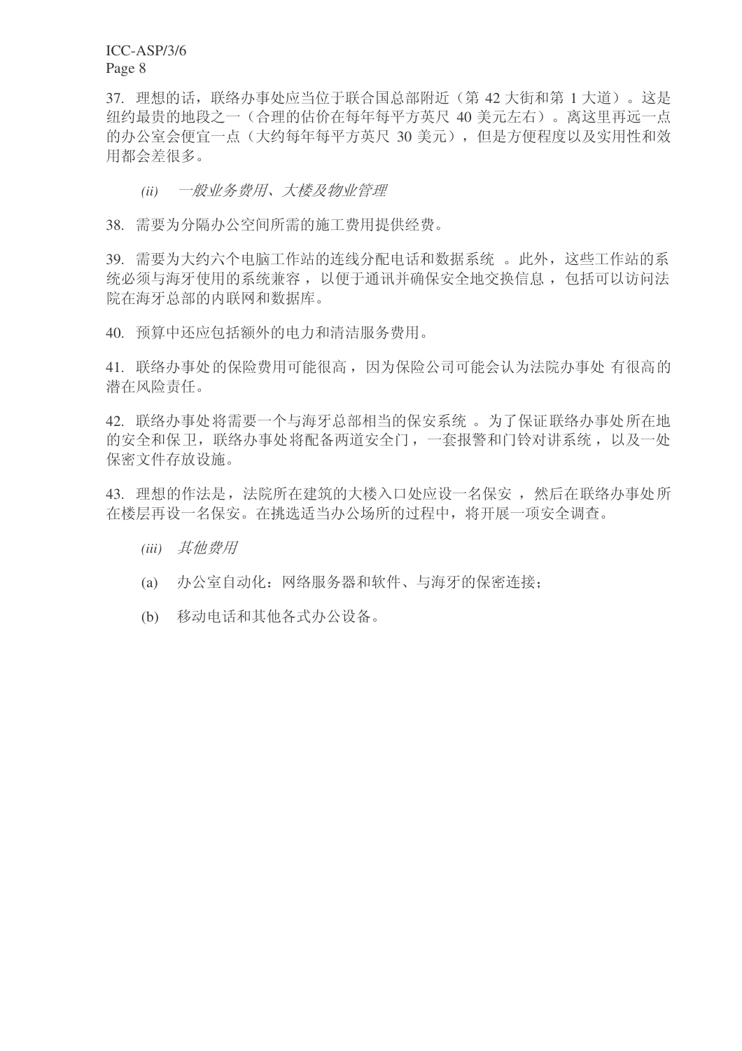37. 理想的话，联络办事处应当位于联合国总部附近（第 42 大街和第 1 大道）。这是纽约最贵的地段之一（合理的估价在每年每平方英尺 40 美元左右）。离这里再远一点的办公室会便宜一点（大约每年每平方英尺 30 美元），但是方便程度以及实用性和效用都会差很多。

*(ii) 一般业务费用、大楼及物业管理*

38. 需要为分隔办公空间所需的施工费用提供经费。

39. 需要为大约六个电脑工作站的连线分配电话和数据系统。此外，这些工作站的系统必须与海牙使用的系统兼容，以便于通讯并确保安全地交换信息，包括可以访问法院在海牙总部的内联网和数据库。

40. 预算中还应包括额外的电力和清洁服务费用。

41. 联络办事处的保险费用可能很高，因为保险公司可能会认为法院办事处有很高的潜在风险责任。

42. 联络办事处将需要一个与海牙总部相当的保安系统。为了保证联络办事处所在地的安全和保卫，联络办事处将配备两道安全门，一套报警和门铃对讲系统，以及一处保密文件存放设施。

43. 理想的作法是，法院所在建筑的大楼入口处应设一名保安，然后在联络办事处所在楼层再设一名保安。在挑选适当办公场所的过程中，将开展一项安全调查。

*(iii) 其他费用*

(a) 办公室自动化：网络服务器和软件、与海牙的保密连接；

(b) 移动电话和其他各式办公设备。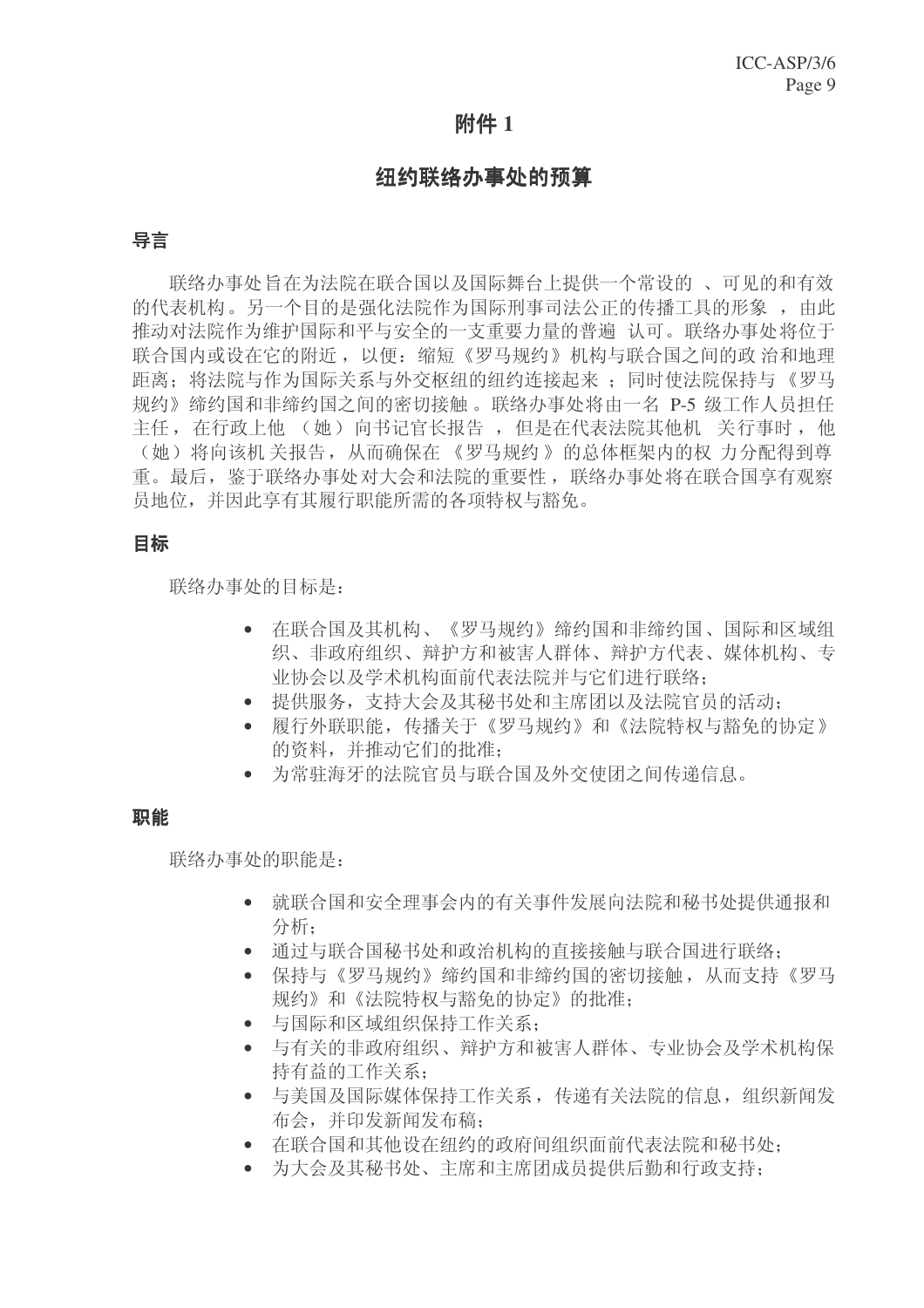# 附件 1

## 纽约联络办事处的预算

### 导言

联络办事处旨在为法院在联合国以及国际舞台上提供一个常设的、可见的和有效的代表机构。另一个目的是强化法院作为国际刑事司法公正的传播工具的形象，由此推动对法院作为维护国际和平与安全的一支重要力量的普遍认可。联络办事处将位于联合国内或设在它的附近，以便：缩短《罗马规约》机构与联合国之间的政治和地理距离；将法院与作为国际关系与外交枢纽的纽约连接起来；同时使法院保持与《罗马规约》缔约国和非缔约国之间的密切接触。联络办事处将由一名 P-5 级工作人员担任主任，在行政上他（她）向书记官长报告，但是在代表法院其他机关行事时，他（她）将向该机关报告，从而确保在《罗马规约》的总体框架内的权力分配得到尊重。最后，鉴于联络办事处对大会和法院的重要性，联络办事处将在联合国享有观察员地位，并因此享有其履行职能所需的各项特权与豁免。

### 目标

联络办事处的目标是：

- 在联合国及其机构、《罗马规约》缔约国和非缔约国、国际和区域组织、非政府组织、辩护方和被害人群体、辩护方代表、媒体机构、专业协会以及学术机构面前代表法院并与它们进行联络；
- 提供服务，支持大会及其秘书处和主席团以及法院官员的活动；
- 履行外联职能，传播关于《罗马规约》和《法院特权与豁免的协定》的资料，并推动它们的批准；
- 为常驻海牙的法院官员与联合国及外交使团之间传递信息。

### 职能

联络办事处的职能是：

- 就联合国和安全理事会内的有关事件发展向法院和秘书处提供通报和分析；
- 通过与联合国秘书处和政治机构的直接接触与联合国进行联络；
- 保持与《罗马规约》缔约国和非缔约国的密切接触，从而支持《罗马规约》和《法院特权与豁免的协定》的批准；
- 与国际和区域组织保持工作关系；
- 与有关的非政府组织、辩护方和被害人群体、专业协会及学术机构保持有益的工作关系；
- 与美国及国际媒体保持工作关系，传递有关法院的信息，组织新闻发布会，并印发新闻发布稿；
- 在联合国和其他设在纽约的政府间组织面前代表法院和秘书处；
- 为大会及其秘书处、主席和主席团成员提供后勤和行政支持；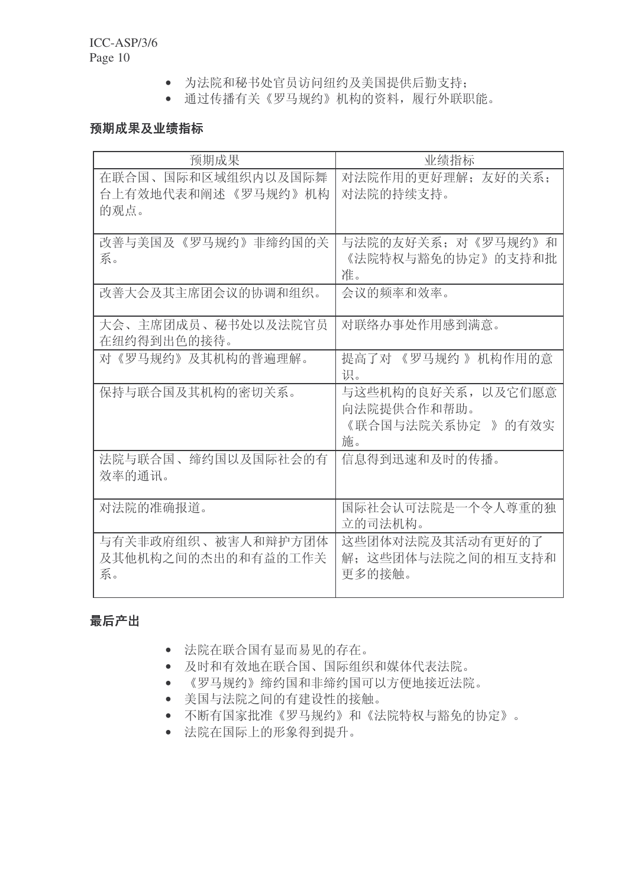- 为法院和秘书处官员访问纽约及美国提供后勤支持；
- 通过传播有关《罗马规约》机构的资料，履行外联职能。

**预期成果及业绩指标**

| 预期成果 | 业绩指标 |
| --- | --- |
| 在联合国、国际和区域组织内以及国际舞台上有效地代表和阐述《罗马规约》机构的观点。 | 对法院作用的更好理解；友好的关系；对法院的持续支持。 |
| 改善与美国及《罗马规约》非缔约国的关系。 | 与法院的友好关系；对《罗马规约》和《法院特权与豁免的协定》的支持和批准。 |
| 改善大会及其主席团会议的协调和组织。 | 会议的频率和效率。 |
| 大会、主席团成员、秘书处以及法院官员在纽约得到出色的接待。 | 对联络办事处作用感到满意。 |
| 对《罗马规约》及其机构的普遍理解。 | 提高了对《罗马规约》机构作用的意识。 |
| 保持与联合国及其机构的密切关系。 | 与这些机构的良好关系，以及它们愿意向法院提供合作和帮助。《联合国与法院关系协定》的有效实施。 |
| 法院与联合国、缔约国以及国际社会的有效率的通讯。 | 信息得到迅速和及时的传播。 |
| 对法院的准确报道。 | 国际社会认可法院是一个令人尊重的独立的司法机构。 |
| 与有关非政府组织、被害人和辩护方团体及其他机构之间的杰出的和有益的工作关系。 | 这些团体对法院及其活动有更好的了解；这些团体与法院之间的相互支持和更多的接触。 |

**最后产出**

- 法院在联合国有显而易见的存在。
- 及时和有效地在联合国、国际组织和媒体代表法院。
- 《罗马规约》缔约国和非缔约国可以方便地接近法院。
- 美国与法院之间的有建设性的接触。
- 不断有国家批准《罗马规约》和《法院特权与豁免的协定》。
- 法院在国际上的形象得到提升。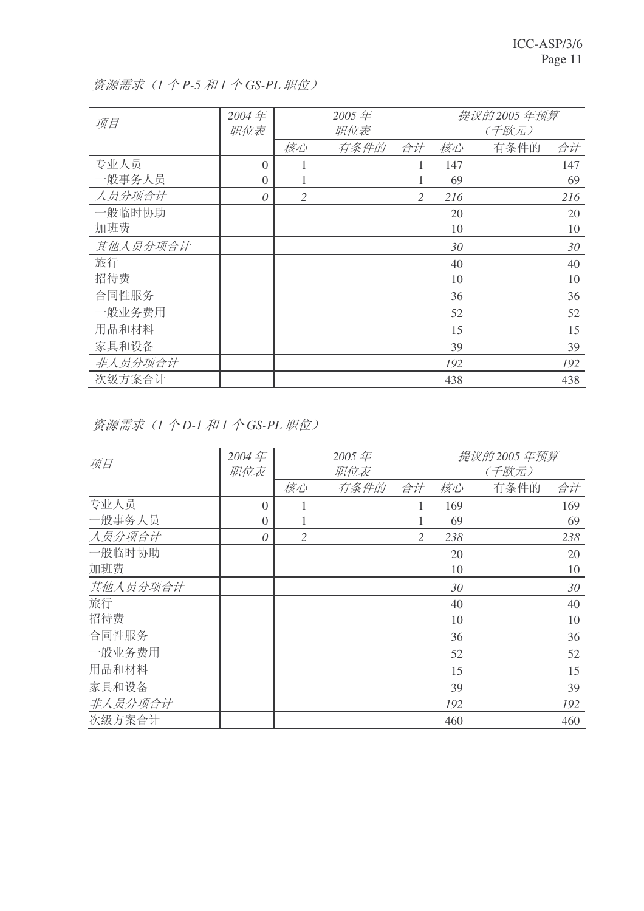*资源需求（1 个 P-5 和 1 个 GS-PL 职位）*

| *项目* | *2004 年职位表* | *2005 年职位表* | | | *提议的 2005 年预算（千欧元）* | | |
|---|---|---|---|---|---|---|---|
| | | *核心* | *有条件的* | *合计* | *核心* | 有条件的 | *合计* |
| 专业人员 | 0 | 1 | | 1 | 147 | | 147 |
| 一般事务人员 | 0 | 1 | | 1 | 69 | | 69 |
| *人员分项合计* | *0* | *2* | | *2* | *216* | | *216* |
| 一般临时协助 | | | | | 20 | | 20 |
| 加班费 | | | | | 10 | | 10 |
| *其他人员分项合计* | | | | | *30* | | *30* |
| 旅行 | | | | | 40 | | 40 |
| 招待费 | | | | | 10 | | 10 |
| 合同性服务 | | | | | 36 | | 36 |
| 一般业务费用 | | | | | 52 | | 52 |
| 用品和材料 | | | | | 15 | | 15 |
| 家具和设备 | | | | | 39 | | 39 |
| *非人员分项合计* | | | | | *192* | | *192* |
| 次级方案合计 | | | | | 438 | | 438 |

*资源需求（1 个 D-1 和 1 个 GS-PL 职位）*

| *项目* | *2004 年职位表* | *2005 年职位表* | | | *提议的 2005 年预算（千欧元）* | | |
|---|---|---|---|---|---|---|---|
| | | *核心* | *有条件的* | *合计* | *核心* | 有条件的 | *合计* |
| 专业人员 | 0 | 1 | | 1 | 169 | | 169 |
| 一般事务人员 | 0 | 1 | | 1 | 69 | | 69 |
| *人员分项合计* | *0* | *2* | | *2* | *238* | | *238* |
| 一般临时协助 | | | | | 20 | | 20 |
| 加班费 | | | | | 10 | | 10 |
| *其他人员分项合计* | | | | | *30* | | *30* |
| 旅行 | | | | | 40 | | 40 |
| 招待费 | | | | | 10 | | 10 |
| 合同性服务 | | | | | 36 | | 36 |
| 一般业务费用 | | | | | 52 | | 52 |
| 用品和材料 | | | | | 15 | | 15 |
| 家具和设备 | | | | | 39 | | 39 |
| *非人员分项合计* | | | | | *192* | | *192* |
| 次级方案合计 | | | | | 460 | | 460 |